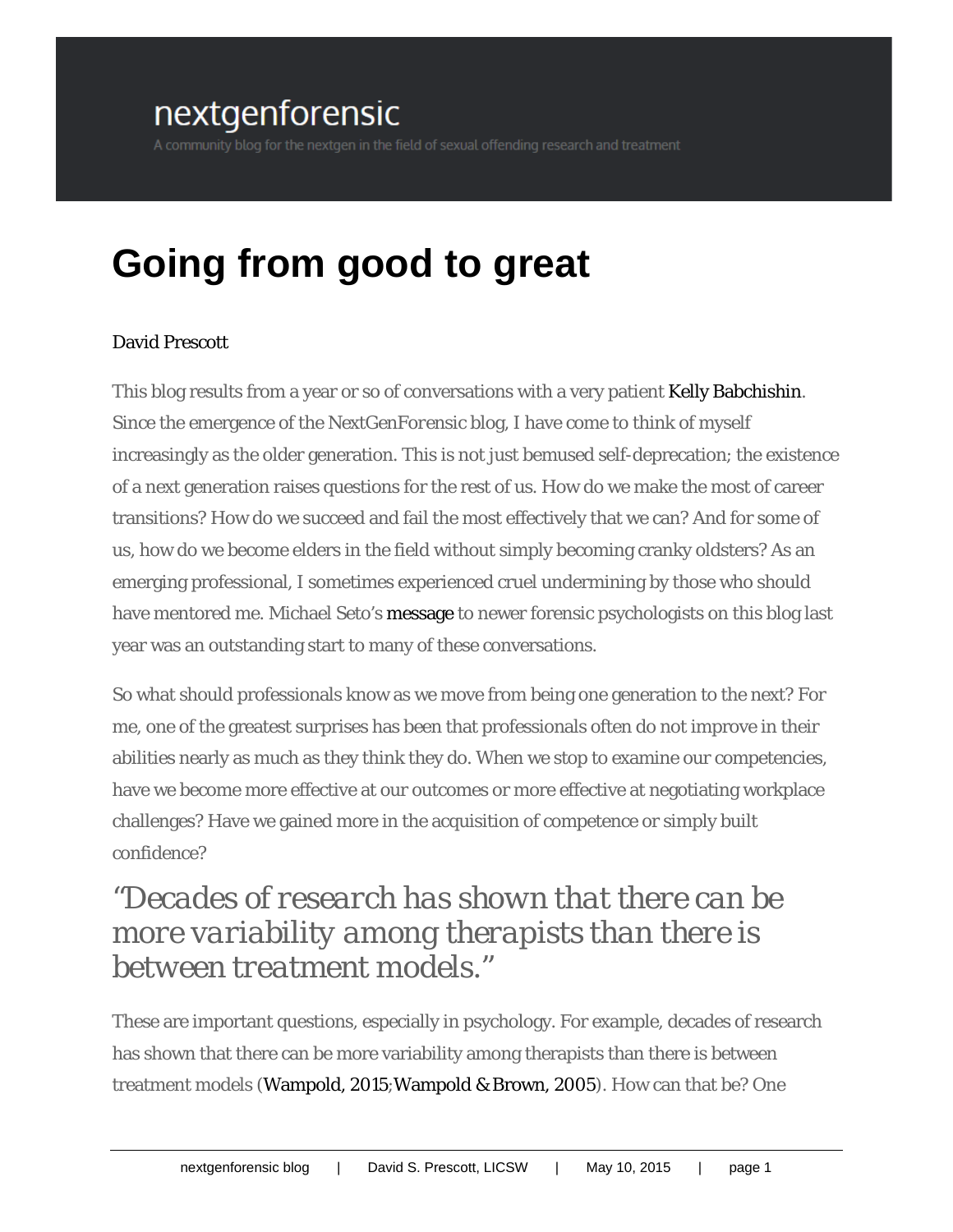nextgenforensic

A community blog for the nextgen in the field of sexual offending research and treatment

# Going from good to great

David Prescott

This blog results from a year or so of conversations with a very patient Kelly Babchishin. Since the emergence of the NextGenForensic blog, I have come to think of myself increasingly as the older generation. This is not just bemused self-deprecation; the existence of a next generation raises questions for the rest of us. How do we make the most of career transitions? How do we succeed and fail the most effectively that we can? And for some of us, how do we become elders in the field without simply becoming cranky oldsters? As an emerging professional, I sometimes experienced cruel undermining by those who should have mentored me. Michael Seto's message to newer forensic psychologists on this blog last year was an outstanding start to many of these conversations.

So what should professionals know as we move from being one generation to the next? For me, one of the greatest surprises has been that professionals often do not improve in their abilities nearly as much as they think they do. When we stop to examine our competencies, have we become more effective at our outcomes or more effective at negotiating workplace challenges? Have we gained more in the acquisition of competence or simply built confidence?

> *"Decades of research has shown that there can be more variability among therapists than there is between treatment models."*

These are important questions, especially in psychology. For example, decades of research has shown that there can be more variability among therapists than there is between treatment models (Wampold, 2015; Wampold & Brown, 2005). How can that be? One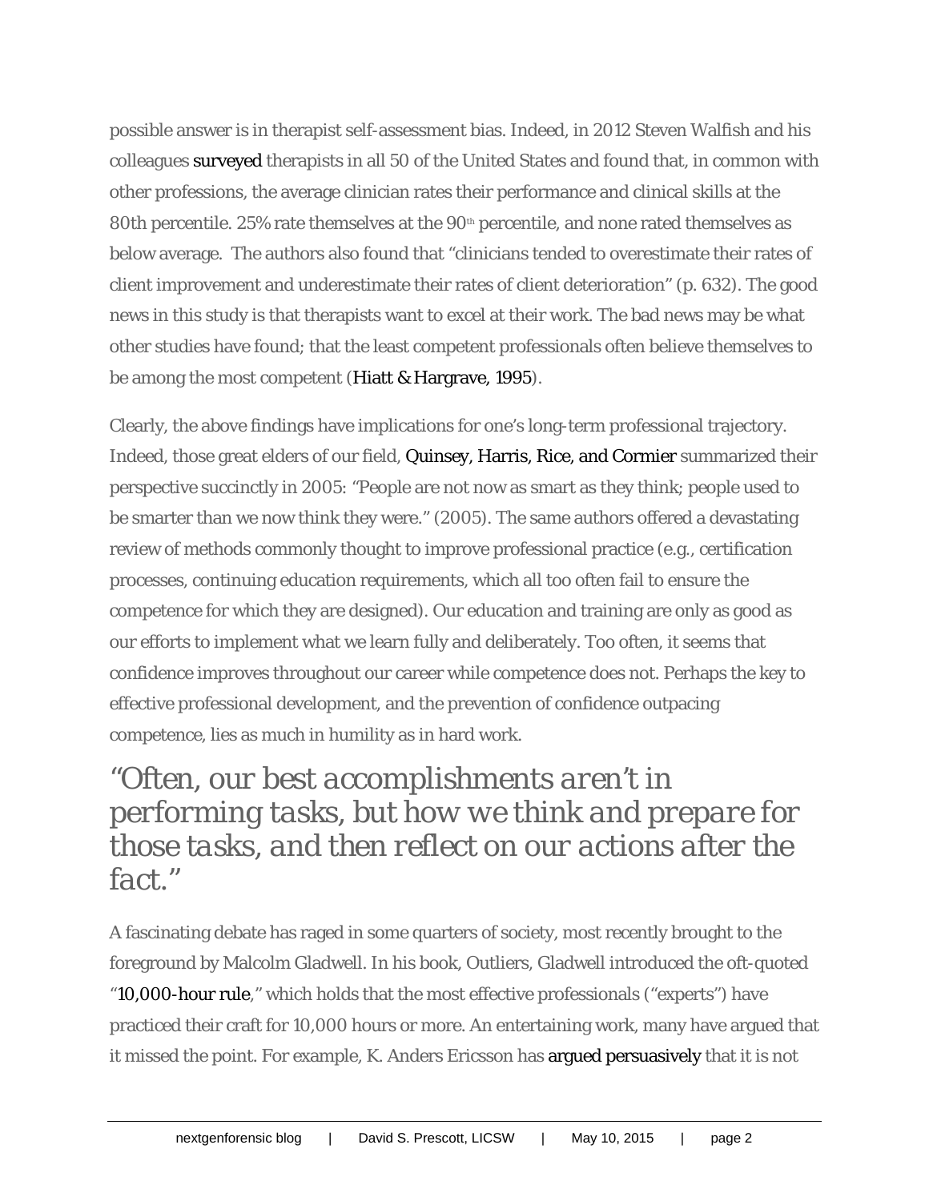possible answer is in therapist self-assessment bias. Indeed, in 2012 Steven Walfish and his colleagues surveyed therapists in all 50 of the United States and found that, in common with other professions, the average clinician rates their performance and clinical skills at the 80th percentile. 25% rate themselves at the 90th percentile, and none rated themselves as below average. The authors also found that "clinicians tended to overestimate their rates of client improvement and underestimate their rates of client deterioration" (p. 632). The good news in this study is that therapists want to excel at their work. The bad news may be what other studies have found; that the least competent professionals often believe themselves to be among the most competent (Hiatt & Hargrave, 1995).

Clearly, the above findings have implications for one's long-term professional trajectory. Indeed, those great elders of our field, Quinsey, Harris, Rice, and Cormier summarized their perspective succinctly in 2005: "People are not now as smart as they think; people used to be smarter than we now think they were." (2005). The same authors offered a devastating review of methods commonly thought to improve professional practice (e.g., certification processes, continuing education requirements, which all too often fail to ensure the competence for which they are designed). Our education and training are only as good as our efforts to implement what we learn fully and deliberately. Too often, it seems that confidence improves throughout our career while competence does not. Perhaps the key to effective professional development, and the prevention of confidence outpacing competence, lies as much in humility as in hard work.

## *"Often, our best accomplishments aren't in performing tasks, but how we think and prepare for those tasks, and then reflect on our actions after the fact."*

A fascinating debate has raged in some quarters of society, most recently brought to the foreground by Malcolm Gladwell. In his book, Outliers, Gladwell introduced the oft-quoted "10,000-hour rule," which holds that the most effective professionals ("experts") have practiced their craft for 10,000 hours or more. An entertaining work, many have argued that it missed the point. For example, K. Anders Ericsson has argued persuasively that it is not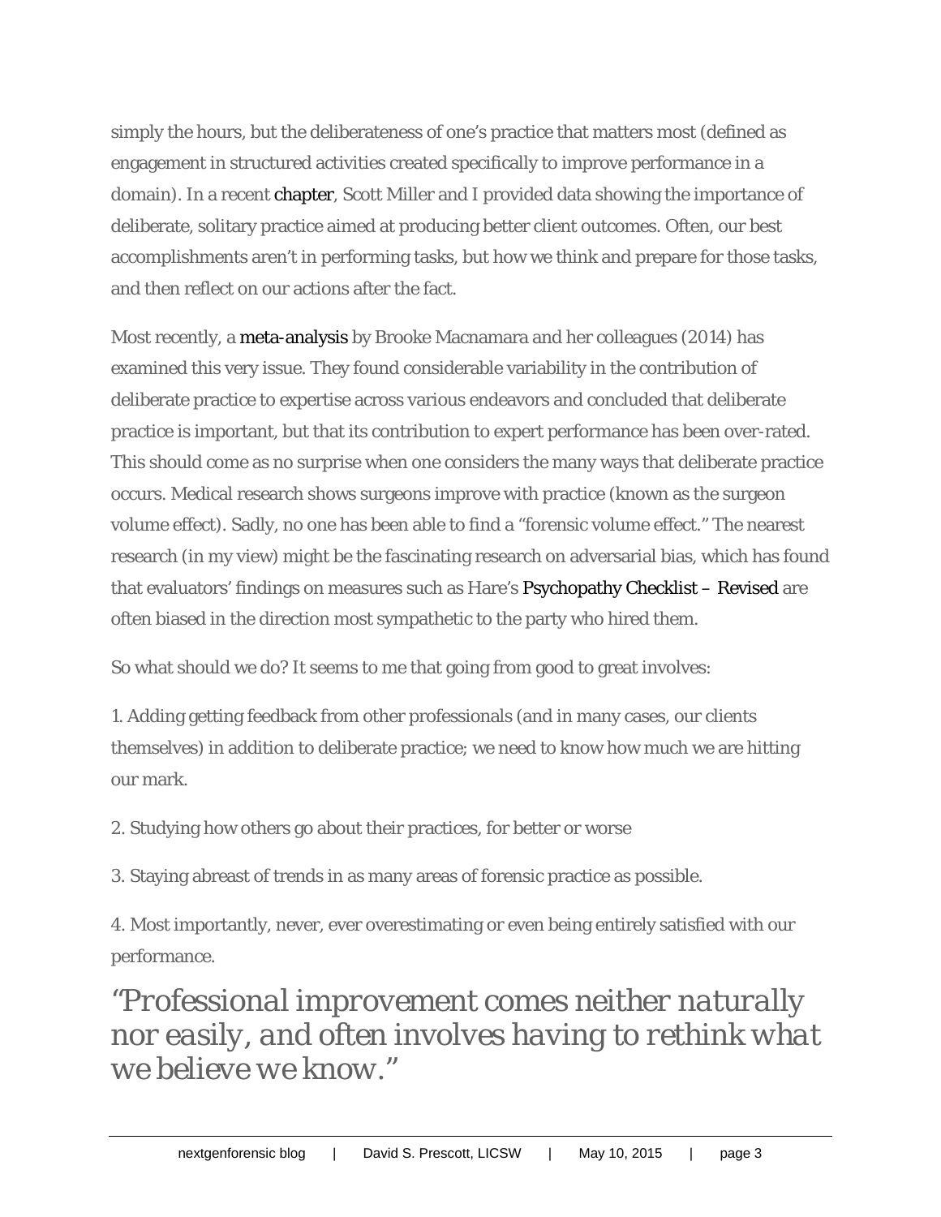simply the hours, but the deliberateness of one's practice that matters most (defined as engagement in structured activities created specifically to improve performance in a domain). In a recent chapter, Scott Miller and I provided data showing the importance of deliberate, solitary practice aimed at producing better client outcomes. Often, our best accomplishments aren't in performing tasks, but how we think and prepare for those tasks, and then reflect on our actions after the fact.

Most recently, a meta-analysis by Brooke Macnamara and her colleagues (2014) has examined this very issue. They found considerable variability in the contribution of deliberate practice to expertise across various endeavors and concluded that deliberate practice is important, but that its contribution to expert performance has been over-rated. This should come as no surprise when one considers the many ways that deliberate practice occurs. Medical research shows surgeons improve with practice (known as the surgeon volume effect). Sadly, no one has been able to find a "forensic volume effect." The nearest research (in my view) might be the fascinating research on adversarial bias, which has found that evaluators' findings on measures such as Hare's Psychopathy Checklist – Revised are often biased in the direction most sympathetic to the party who hired them.

So what should we do? It seems to me that going from good to great involves:

1. Adding getting feedback from other professionals (and in many cases, our clients themselves) in addition to deliberate practice; we need to know how much we are hitting our mark.

2. Studying how others go about their practices, for better or worse

3. Staying abreast of trends in as many areas of forensic practice as possible.

4. Most importantly, never, ever overestimating or even being entirely satisfied with our performance.

## *"Professional improvement comes neither naturally nor easily, and often involves having to rethink what we believe we know."*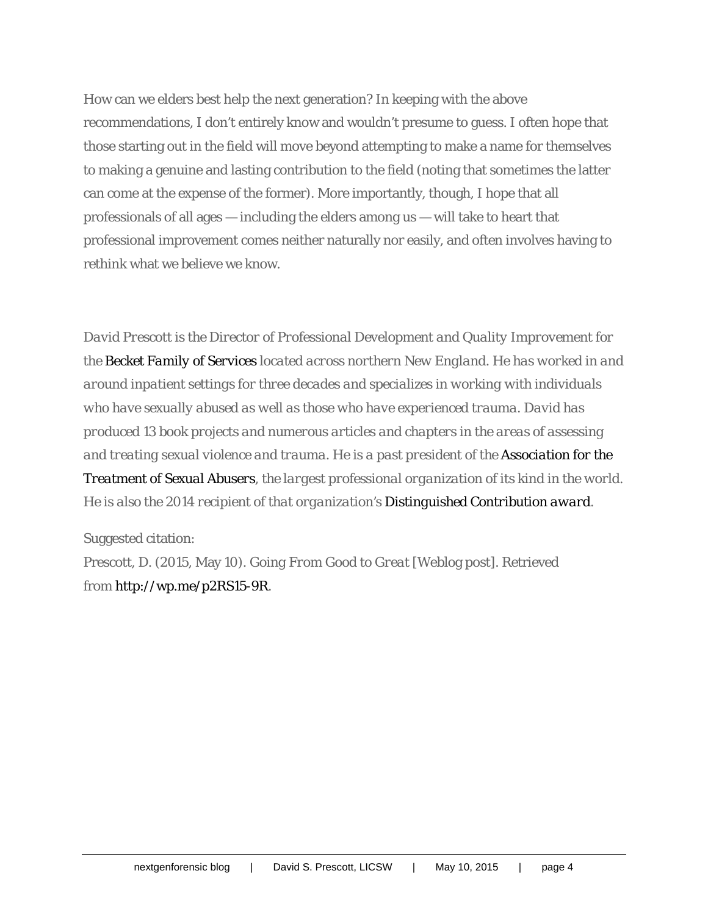How can we elders best help the next generation? In keeping with the above recommendations, I don't entirely know and wouldn't presume to guess. I often hope that those starting out in the field will move beyond attempting to make a name for themselves to making a genuine and lasting contribution to the field (noting that sometimes the latter can come at the expense of the former). More importantly, though, I hope that all professionals of all ages — including the elders among us — will take to heart that professional improvement comes neither naturally nor easily, and often involves having to rethink what we believe we know.

*David Prescott is the Director of Professional Development and Quality Improvement for the Becket Family of Services located across northern New England. He has worked in and around inpatient settings for three decades and specializes in working with individuals who have sexually abused as well as those who have experienced trauma. David has produced 13 book projects and numerous articles and chapters in the areas of assessing and treating sexual violence and trauma. He is a past president of the Association for the Treatment of Sexual Abusers, the largest professional organization of its kind in the world. He is also the 2014 recipient of that organization's Distinguished Contribution award.*

Suggested citation:
Prescott, D. (2015, May 10). *Going From Good to Great* [Weblog post]. Retrieved from http://wp.me/p2RS15-9R.